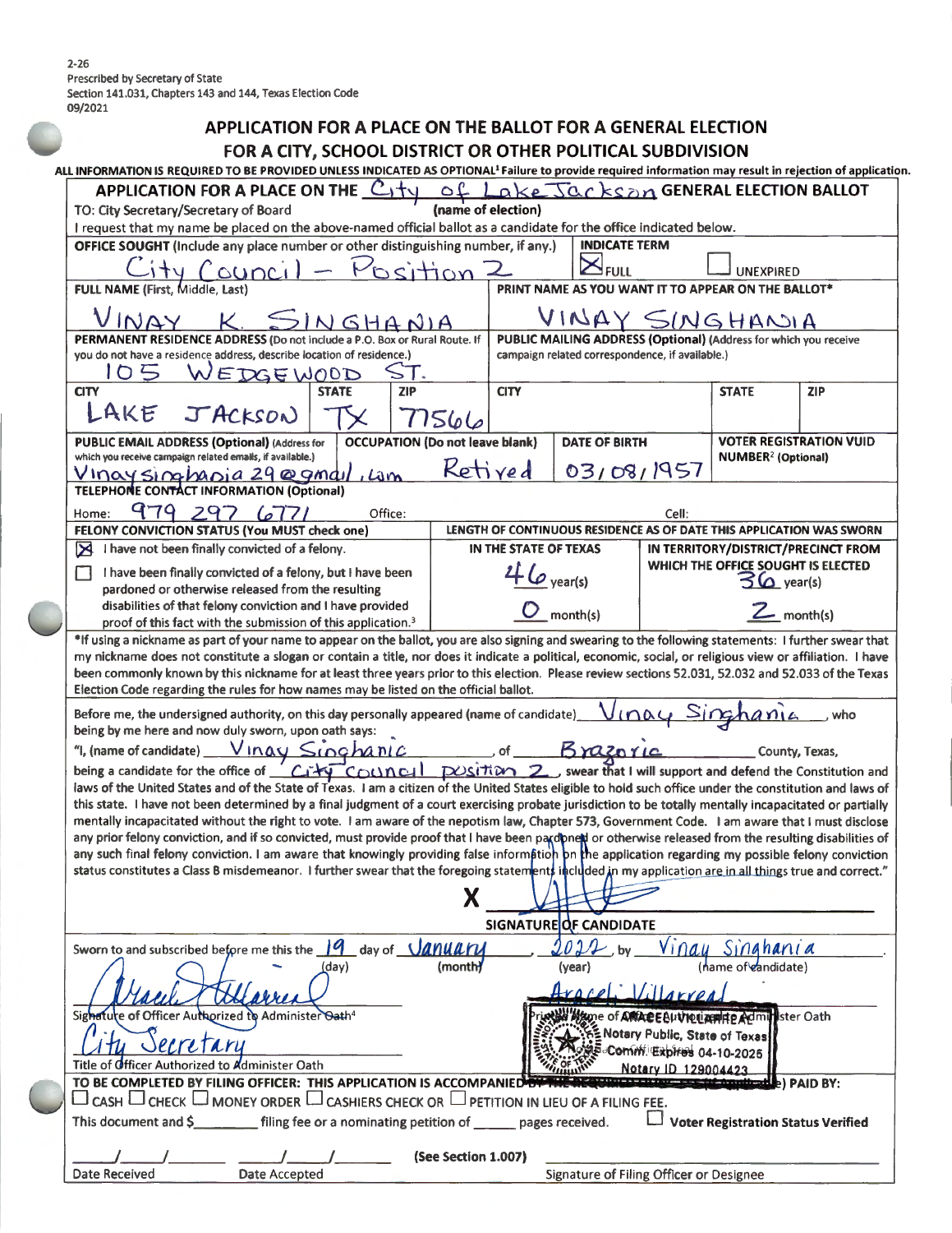2-26
Prescribed by Secretary of State
Section 141.031, Chapters 143 and 144, Texas Election Code
09/2021

# APPLICATION FOR A PLACE ON THE BALLOT FOR A GENERAL ELECTION FOR A CITY, SCHOOL DISTRICT OR OTHER POLITICAL SUBDIVISION

**ALL INFORMATION IS REQUIRED TO BE PROVIDED UNLESS INDICATED AS OPTIONAL[1] Failure to provide required information may result in rejection of application.**

**APPLICATION FOR A PLACE ON THE** City of Lake Jackson **GENERAL ELECTION BALLOT**

TO: City Secretary/Secretary of Board (name of election)

I request that my name be placed on the above-named official ballot as a candidate for the office indicated below.

| | | |
|---|---|---|
| **OFFICE SOUGHT** (Include any place number or other distinguishing number, if any.) City Council - Position 2 | **INDICATE TERM** ☒ FULL ☐ UNEXPIRED | |
| **FULL NAME** (First, Middle, Last) VINAY K. SINGHANIA | **PRINT NAME AS YOU WANT IT TO APPEAR ON THE BALLOT*** VINAY SINGHANIA | |
| **PERMANENT RESIDENCE ADDRESS** (Do not include a P.O. Box or Rural Route. If you do not have a residence address, describe location of residence.) 105 WEDGEWOOD ST. | **PUBLIC MAILING ADDRESS (Optional)** (Address for which you receive campaign related correspondence, if available.) | |
| **CITY** LAKE JACKSON **STATE** TX **ZIP** 77566 | **CITY** **STATE** **ZIP** | |
| **PUBLIC EMAIL ADDRESS (Optional)** (Address for which you receive campaign related emails, if available.) Vinaysinghania29@gmail.com | **OCCUPATION (Do not leave blank)** Retired | **DATE OF BIRTH** 03/08/1957 — **VOTER REGISTRATION VUID NUMBER[2] (Optional)** |
| **TELEPHONE CONTACT INFORMATION (Optional)** Home: 979 297 6771 Office: | Cell: | |

| **FELONY CONVICTION STATUS (You MUST check one)** | **LENGTH OF CONTINUOUS RESIDENCE AS OF DATE THIS APPLICATION WAS SWORN** IN THE STATE OF TEXAS | IN TERRITORY/DISTRICT/PRECINCT FROM WHICH THE OFFICE SOUGHT IS ELECTED |
|---|---|---|
| ☒ I have not been finally convicted of a felony. | 46 year(s) | 36 year(s) |
| ☐ I have been finally convicted of a felony, but I have been pardoned or otherwise released from the resulting disabilities of that felony conviction and I have provided proof of this fact with the submission of this application.[3] | 0 month(s) | 2 month(s) |

*If using a nickname as part of your name to appear on the ballot, you are also signing and swearing to the following statements: I further swear that my nickname does not constitute a slogan or contain a title, nor does it indicate a political, economic, social, or religious view or affiliation. I have been commonly known by this nickname for at least three years prior to this election. Please review sections 52.031, 52.032 and 52.033 of the Texas Election Code regarding the rules for how names may be listed on the official ballot.

Before me, the undersigned authority, on this day personally appeared (name of candidate) Vinay Singhania, who being by me here and now duly sworn, upon oath says:

"I, (name of candidate) Vinay Singhania, of Brazoria County, Texas, being a candidate for the office of City Council Position 2, swear that I will support and defend the Constitution and laws of the United States and of the State of Texas. I am a citizen of the United States eligible to hold such office under the constitution and laws of this state. I have not been determined by a final judgment of a court exercising probate jurisdiction to be totally mentally incapacitated or partially mentally incapacitated without the right to vote. I am aware of the nepotism law, Chapter 573, Government Code. I am aware that I must disclose any prior felony conviction, and if so convicted, must provide proof that I have been pardoned or otherwise released from the resulting disabilities of any such final felony conviction. I am aware that knowingly providing false information on the application regarding my possible felony conviction status constitutes a Class B misdemeanor. I further swear that the foregoing statements included in my application are in all things true and correct."

X [signature]
SIGNATURE OF CANDIDATE

Sworn to and subscribed before me this the 19 (day) day of January (month), 2022 (year), by Vinay Singhania (name of candidate).

[signature]
Signature of Officer Authorized to Administer Oath[4]

Araceli Villarreal
Printed Name of Officer Authorized to Administer Oath

City Secretary
Title of Officer Authorized to Administer Oath

ARACELI VILLARREAL
Notary Public, State of Texas
Comm. Expires 04-10-2025
Notary ID 129004423

**TO BE COMPLETED BY FILING OFFICER: THIS APPLICATION IS ACCOMPANIED BY THE REQUIRED FILING FEE (if applicable) PAID BY:**

☐ CASH ☐ CHECK ☐ MONEY ORDER ☐ CASHIERS CHECK OR ☐ PETITION IN LIEU OF A FILING FEE.

This document and $________ filing fee or a nominating petition of ______ pages received. ☐ **Voter Registration Status Verified**

___/___/_____ ___/___/_____ **(See Section 1.007)** ______________________

Date Received    Date Accepted    Signature of Filing Officer or Designee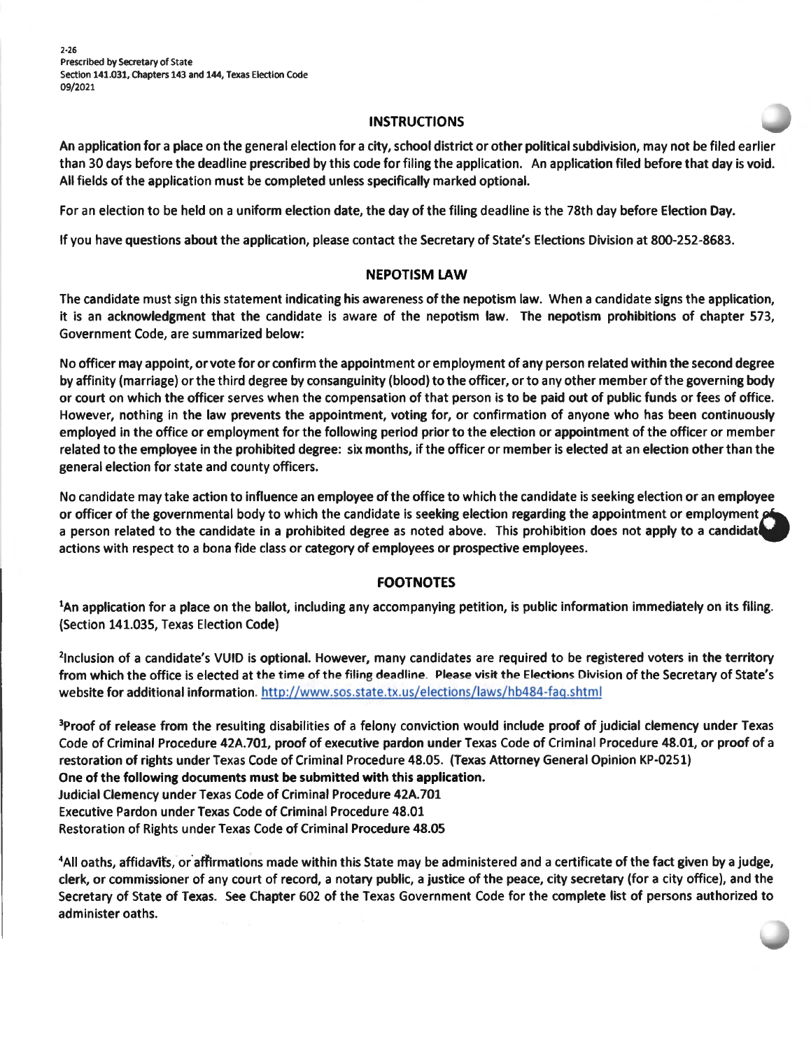2-26
Prescribed by Secretary of State
Section 141.031, Chapters 143 and 144, Texas Election Code
09/2021

## INSTRUCTIONS

**An application for a place on the general election for a city, school district or other political subdivision, may not be filed earlier than 30 days before the deadline prescribed by this code for filing the application. An application filed before that day is void. All fields of the application must be completed unless specifically marked optional.**

**For an election to be held on a uniform election date, the day of the filing deadline is the 78th day before Election Day.**

**If you have questions about the application, please contact the Secretary of State's Elections Division at 800-252-8683.**

## NEPOTISM LAW

**The candidate must sign this statement indicating his awareness of the nepotism law. When a candidate signs the application, it is an acknowledgment that the candidate is aware of the nepotism law. The nepotism prohibitions of chapter 573, Government Code, are summarized below:**

**No officer may appoint, or vote for or confirm the appointment or employment of any person related within the second degree by affinity (marriage) or the third degree by consanguinity (blood) to the officer, or to any other member of the governing body or court on which the officer serves when the compensation of that person is to be paid out of public funds or fees of office. However, nothing in the law prevents the appointment, voting for, or confirmation of anyone who has been continuously employed in the office or employment for the following period prior to the election or appointment of the officer or member related to the employee in the prohibited degree: six months, if the officer or member is elected at an election other than the general election for state and county officers.**

**No candidate may take action to influence an employee of the office to which the candidate is seeking election or an employee or officer of the governmental body to which the candidate is seeking election regarding the appointment or employment of a person related to the candidate in a prohibited degree as noted above. This prohibition does not apply to a candidate's actions with respect to a bona fide class or category of employees or prospective employees.**

## FOOTNOTES

**[1]An application for a place on the ballot, including any accompanying petition, is public information immediately on its filing. (Section 141.035, Texas Election Code)**

**[2]Inclusion of a candidate's VUID is optional. However, many candidates are required to be registered voters in the territory from which the office is elected at the time of the filing deadline. Please visit the Elections Division of the Secretary of State's website for additional information.** http://www.sos.state.tx.us/elections/laws/hb484-faq.shtml

**[3]Proof of release from the resulting disabilities of a felony conviction would include proof of judicial clemency under Texas Code of Criminal Procedure 42A.701, proof of executive pardon under Texas Code of Criminal Procedure 48.01, or proof of a restoration of rights under Texas Code of Criminal Procedure 48.05. (Texas Attorney General Opinion KP-0251)**
**One of the following documents must be submitted with this application.**
**Judicial Clemency under Texas Code of Criminal Procedure 42A.701**
**Executive Pardon under Texas Code of Criminal Procedure 48.01**
**Restoration of Rights under Texas Code of Criminal Procedure 48.05**

**[4]All oaths, affidavits, or affirmations made within this State may be administered and a certificate of the fact given by a judge, clerk, or commissioner of any court of record, a notary public, a justice of the peace, city secretary (for a city office), and the Secretary of State of Texas. See Chapter 602 of the Texas Government Code for the complete list of persons authorized to administer oaths.**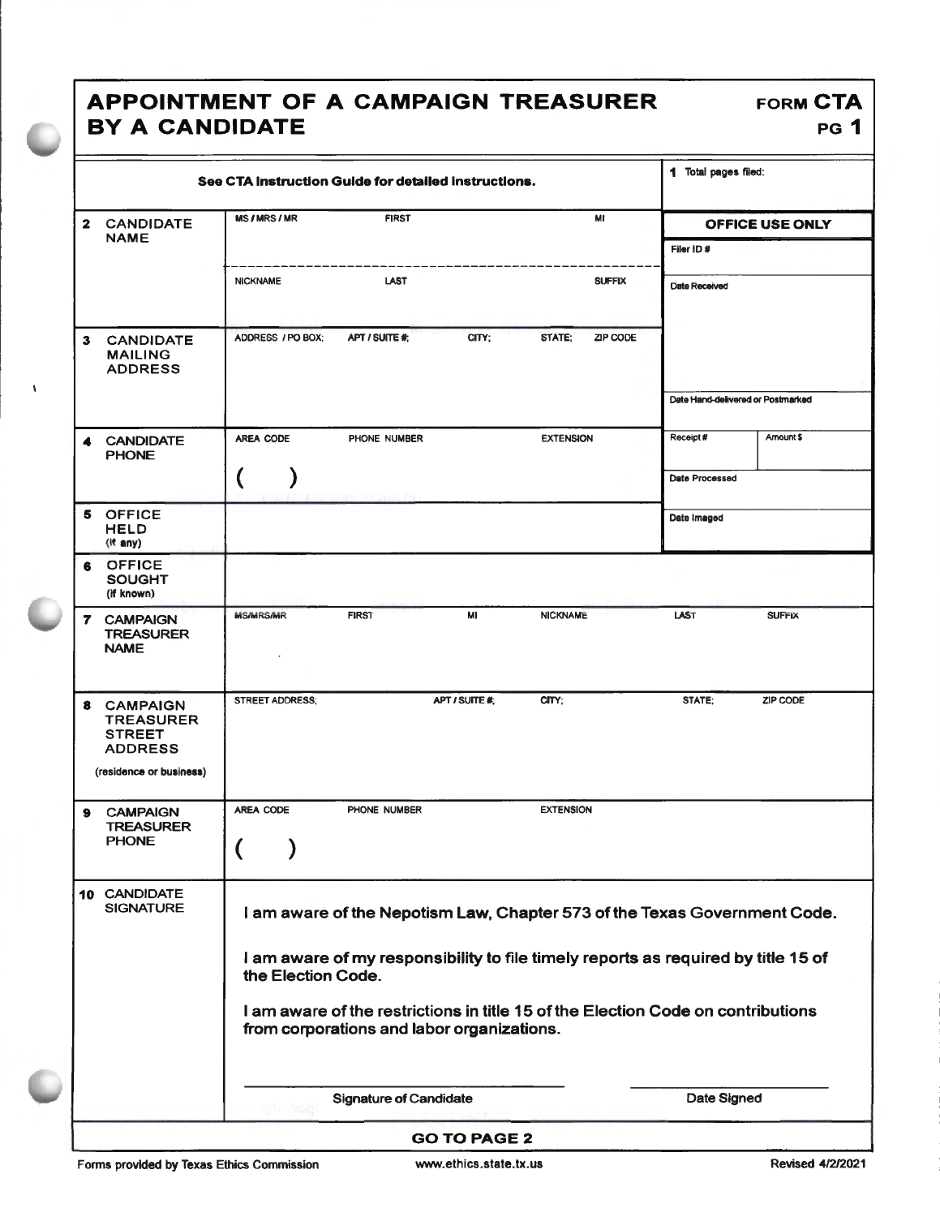# APPOINTMENT OF A CAMPAIGN TREASURER BY A CANDIDATE

**FORM CTA**
**PG 1**

| | | |
|---|---|---|
| See CTA Instruction Guide for detailed instructions. | | 1 Total pages filed: |
| **2 CANDIDATE NAME** | MS / MRS / MR FIRST MI<br>NICKNAME LAST SUFFIX | **OFFICE USE ONLY**<br>Filer ID #<br>Date Received |
| **3 CANDIDATE MAILING ADDRESS** | ADDRESS / PO BOX; APT / SUITE #; CITY; STATE; ZIP CODE | Date Hand-delivered or Postmarked |
| **4 CANDIDATE PHONE** | AREA CODE PHONE NUMBER EXTENSION<br>( ) | Receipt # Amount $<br>Date Processed |
| **5 OFFICE HELD** (if any) | | Date Imaged |
| **6 OFFICE SOUGHT** (if known) | | |
| **7 CAMPAIGN TREASURER NAME** | MS/MRS/MR FIRST MI NICKNAME LAST SUFFIX | |
| **8 CAMPAIGN TREASURER STREET ADDRESS** (residence or business) | STREET ADDRESS; APT / SUITE #; CITY; STATE; ZIP CODE | |
| **9 CAMPAIGN TREASURER PHONE** | AREA CODE PHONE NUMBER EXTENSION<br>( ) | |
| **10 CANDIDATE SIGNATURE** | **I am aware of the Nepotism Law, Chapter 573 of the Texas Government Code.**<br><br>**I am aware of my responsibility to file timely reports as required by title 15 of the Election Code.**<br><br>**I am aware of the restrictions in title 15 of the Election Code on contributions from corporations and labor organizations.**<br><br>Signature of Candidate Date Signed | |

**GO TO PAGE 2**

Forms provided by Texas Ethics Commission www.ethics.state.tx.us Revised 4/2/2021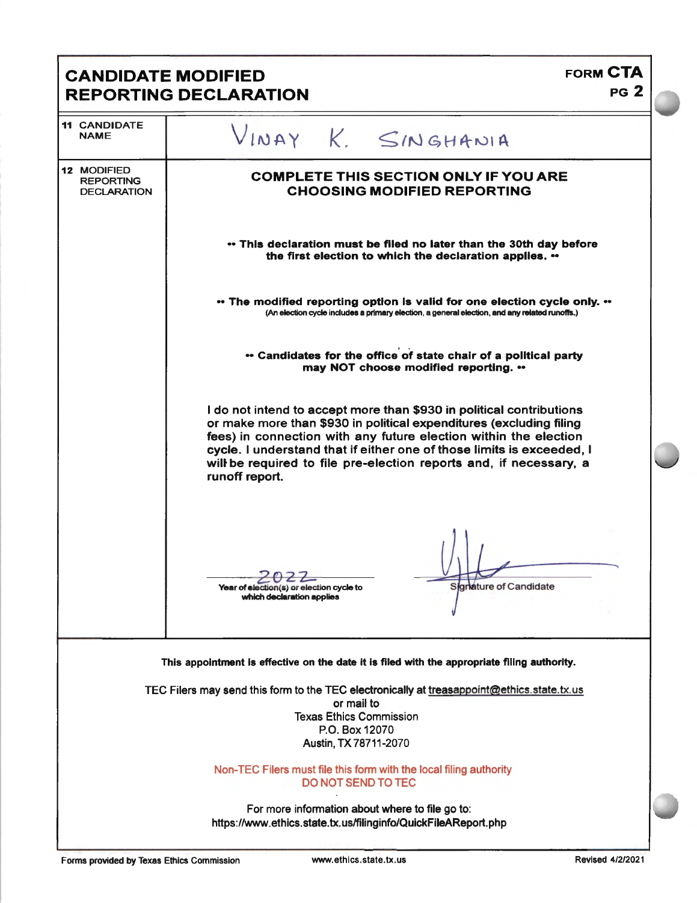# CANDIDATE MODIFIED REPORTING DECLARATION

**FORM CTA**
**PG 2**

| | |
|---|---|
| **11** CANDIDATE NAME | VINAY K. SINGHANIA |
| **12** MODIFIED REPORTING DECLARATION | **COMPLETE THIS SECTION ONLY IF YOU ARE CHOOSING MODIFIED REPORTING** |

**•• This declaration must be filed no later than the 30th day before the first election to which the declaration applies. ••**

**•• The modified reporting option is valid for one election cycle only. ••**
(An election cycle includes a primary election, a general election, and any related runoffs.)

**•• Candidates for the office of state chair of a political party may NOT choose modified reporting. ••**

I do not intend to accept more than $930 in political contributions or make more than $930 in political expenditures (excluding filing fees) in connection with any future election within the election cycle. I understand that if either one of those limits is exceeded, I will be required to file pre-election reports and, if necessary, a runoff report.

2022
Year of election(s) or election cycle to which declaration applies

[Signature]
Signature of Candidate

**This appointment is effective on the date it is filed with the appropriate filing authority.**

TEC Filers may send this form to the TEC electronically at treasappoint@ethics.state.tx.us
or mail to
Texas Ethics Commission
P.O. Box 12070
Austin, TX 78711-2070

Non-TEC Filers must file this form with the local filing authority
DO NOT SEND TO TEC

For more information about where to file go to:
https://www.ethics.state.tx.us/filinginfo/QuickFileAReport.php

Forms provided by Texas Ethics Commission www.ethics.state.tx.us Revised 4/2/2021